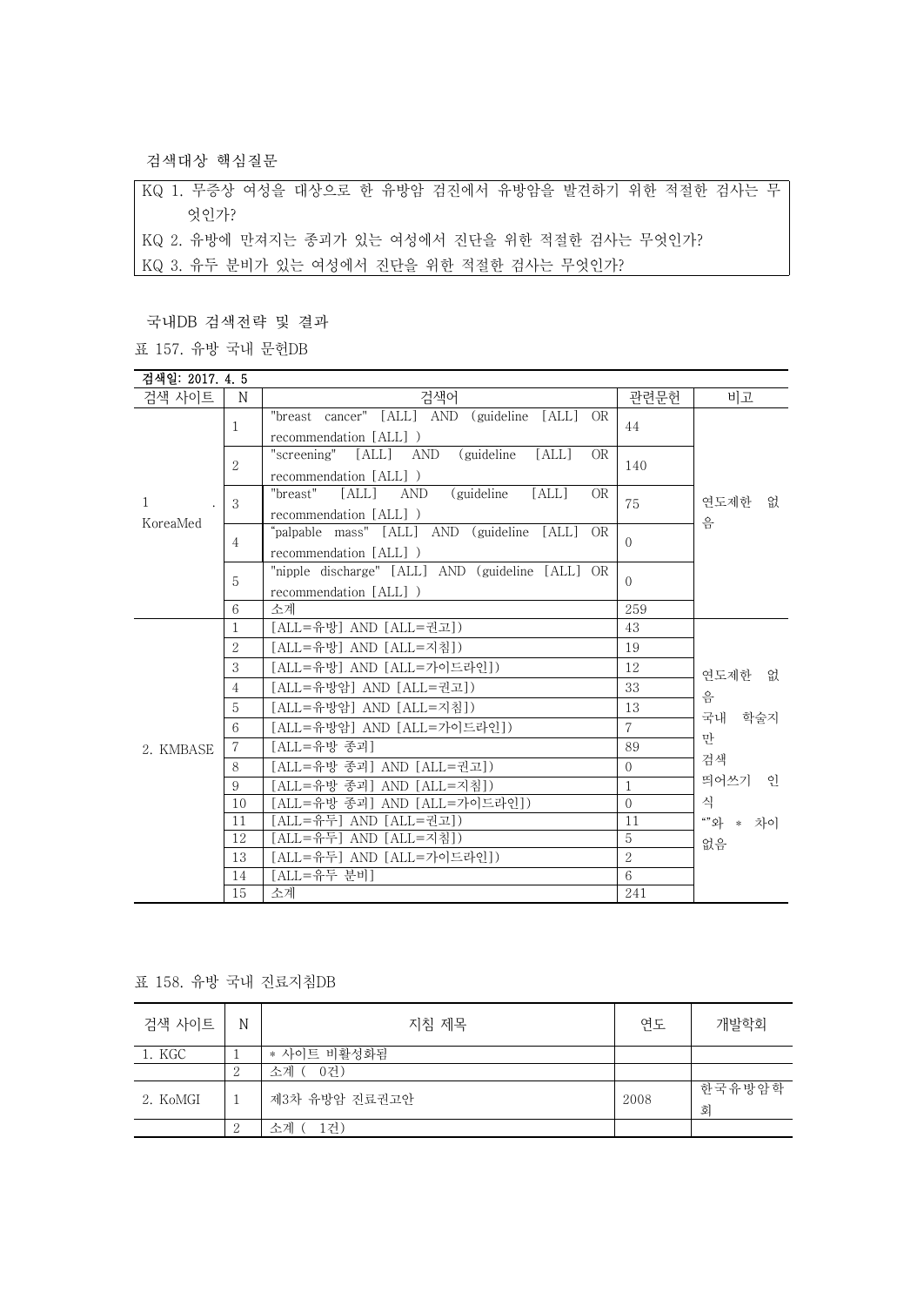검색대상 핵심질문

| KQ 1. 무증상 여성을 대상으로 한 유방암 검진에서 유방암을 발견하기 위한 적절한 검사는 무엇인가? |
|---|
| KQ 2. 유방에 만져지는 종괴가 있는 여성에서 진단을 위한 적절한 검사는 무엇인가? |
| KQ 3. 유두 분비가 있는 여성에서 진단을 위한 적절한 검사는 무엇인가? |

국내DB 검색전략 및 결과

표 157. 유방 국내 문헌DB

| 검색일: 2017. 4. 5 | | | | |
|---|---|---|---|---|
| 검색 사이트 | N | 검색어 | 관련문헌 | 비고 |
| 1. KoreaMed | 1 | "breast cancer" [ALL] AND (guideline [ALL] OR recommendation [ALL] ) | 44 | 연도제한 없음 |
| | 2 | "screening" [ALL] AND (guideline [ALL] OR recommendation [ALL] ) | 140 | |
| | 3 | "breast" [ALL] AND (guideline [ALL] OR recommendation [ALL] ) | 75 | |
| | 4 | "palpable mass" [ALL] AND (guideline [ALL] OR recommendation [ALL] ) | 0 | |
| | 5 | "nipple discharge" [ALL] AND (guideline [ALL] OR recommendation [ALL] ) | 0 | |
| | 6 | 소계 | 259 | |
| 2. KMBASE | 1 | [ALL=유방] AND [ALL=권고]) | 43 | 연도제한 없음<br>국내 학술지만 검색<br>띄어쓰기 인식<br>""와 * 차이 없음 |
| | 2 | [ALL=유방] AND [ALL=지침]) | 19 | |
| | 3 | [ALL=유방] AND [ALL=가이드라인]) | 12 | |
| | 4 | [ALL=유방암] AND [ALL=권고]) | 33 | |
| | 5 | [ALL=유방암] AND [ALL=지침]) | 13 | |
| | 6 | [ALL=유방암] AND [ALL=가이드라인]) | 7 | |
| | 7 | [ALL=유방 종괴] | 89 | |
| | 8 | [ALL=유방 종괴] AND [ALL=권고]) | 0 | |
| | 9 | [ALL=유방 종괴] AND [ALL=지침]) | 1 | |
| | 10 | [ALL=유방 종괴] AND [ALL=가이드라인]) | 0 | |
| | 11 | [ALL=유두] AND [ALL=권고]) | 11 | |
| | 12 | [ALL=유두] AND [ALL=지침]) | 5 | |
| | 13 | [ALL=유두] AND [ALL=가이드라인]) | 2 | |
| | 14 | [ALL=유두 분비] | 6 | |
| | 15 | 소계 | 241 | |

표 158. 유방 국내 진료지침DB

| 검색 사이트 | N | 지침 제목 | 연도 | 개발학회 |
|---|---|---|---|---|
| 1. KGC | 1 | * 사이트 비활성화됨 | | |
| | 2 | 소계 ( 0건) | | |
| 2. KoMGI | 1 | 제3차 유방암 진료권고안 | 2008 | 한국유방암학회 |
| | 2 | 소계 ( 1건) | | |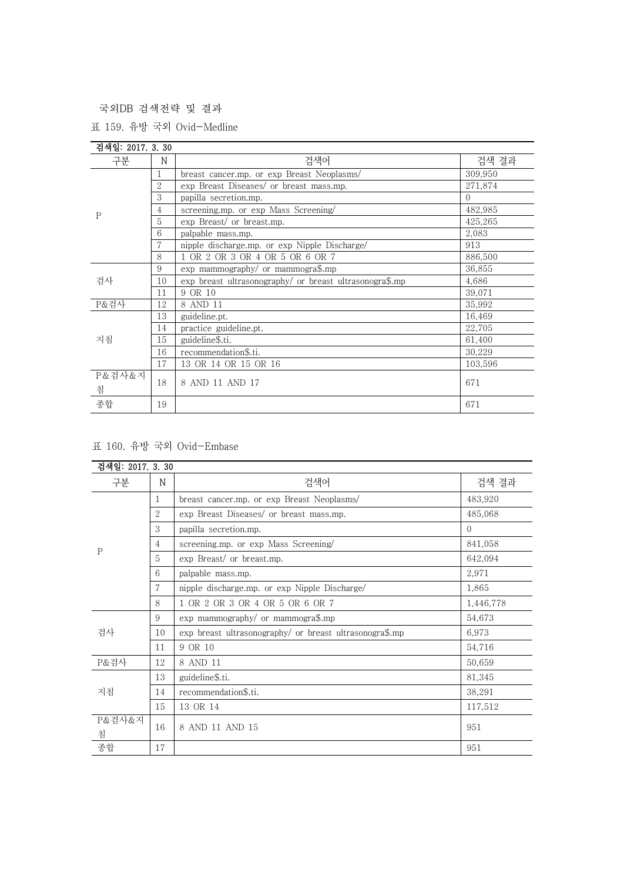국외DB 검색전략 및 결과

표 159. 유방 국외 Ovid-Medline

| 검색일: 2017. 3. 30 | | | |
|---|---|---|---|
| 구분 | N | 검색어 | 검색 결과 |
| P | 1 | breast cancer.mp. or exp Breast Neoplasms/ | 309,950 |
| | 2 | exp Breast Diseases/ or breast mass.mp. | 271,874 |
| | 3 | papilla secretion.mp. | 0 |
| | 4 | screening.mp. or exp Mass Screening/ | 482,985 |
| | 5 | exp Breast/ or breast.mp. | 425,265 |
| | 6 | palpable mass.mp. | 2,083 |
| | 7 | nipple discharge.mp. or exp Nipple Discharge/ | 913 |
| | 8 | 1 OR 2 OR 3 OR 4 OR 5 OR 6 OR 7 | 886,500 |
| 검사 | 9 | exp mammography/ or mammogra$.mp | 36,855 |
| | 10 | exp breast ultrasonography/ or breast ultrasonogra$.mp | 4,686 |
| | 11 | 9 OR 10 | 39,071 |
| P&검사 | 12 | 8 AND 11 | 35,992 |
| 지침 | 13 | guideline.pt. | 16,469 |
| | 14 | practice guideline.pt. | 22,705 |
| | 15 | guideline$.ti. | 61,400 |
| | 16 | recommendation$.ti. | 30,229 |
| | 17 | 13 OR 14 OR 15 OR 16 | 103,596 |
| P&검사&지침 | 18 | 8 AND 11 AND 17 | 671 |
| 종합 | 19 | | 671 |

표 160. 유방 국외 Ovid-Embase

| 검색일: 2017. 3. 30 | | | |
|---|---|---|---|
| 구분 | N | 검색어 | 검색 결과 |
| P | 1 | breast cancer.mp. or exp Breast Neoplasms/ | 483,920 |
| | 2 | exp Breast Diseases/ or breast mass.mp. | 485,068 |
| | 3 | papilla secretion.mp. | 0 |
| | 4 | screening.mp. or exp Mass Screening/ | 841,058 |
| | 5 | exp Breast/ or breast.mp. | 642,094 |
| | 6 | palpable mass.mp. | 2,971 |
| | 7 | nipple discharge.mp. or exp Nipple Discharge/ | 1,865 |
| | 8 | 1 OR 2 OR 3 OR 4 OR 5 OR 6 OR 7 | 1,446,778 |
| 검사 | 9 | exp mammography/ or mammogra$.mp | 54,673 |
| | 10 | exp breast ultrasonography/ or breast ultrasonogra$.mp | 6,973 |
| | 11 | 9 OR 10 | 54,716 |
| P&검사 | 12 | 8 AND 11 | 50,659 |
| 지침 | 13 | guideline$.ti. | 81,345 |
| | 14 | recommendation$.ti. | 38,291 |
| | 15 | 13 OR 14 | 117,512 |
| P&검사&지침 | 16 | 8 AND 11 AND 15 | 951 |
| 종합 | 17 | | 951 |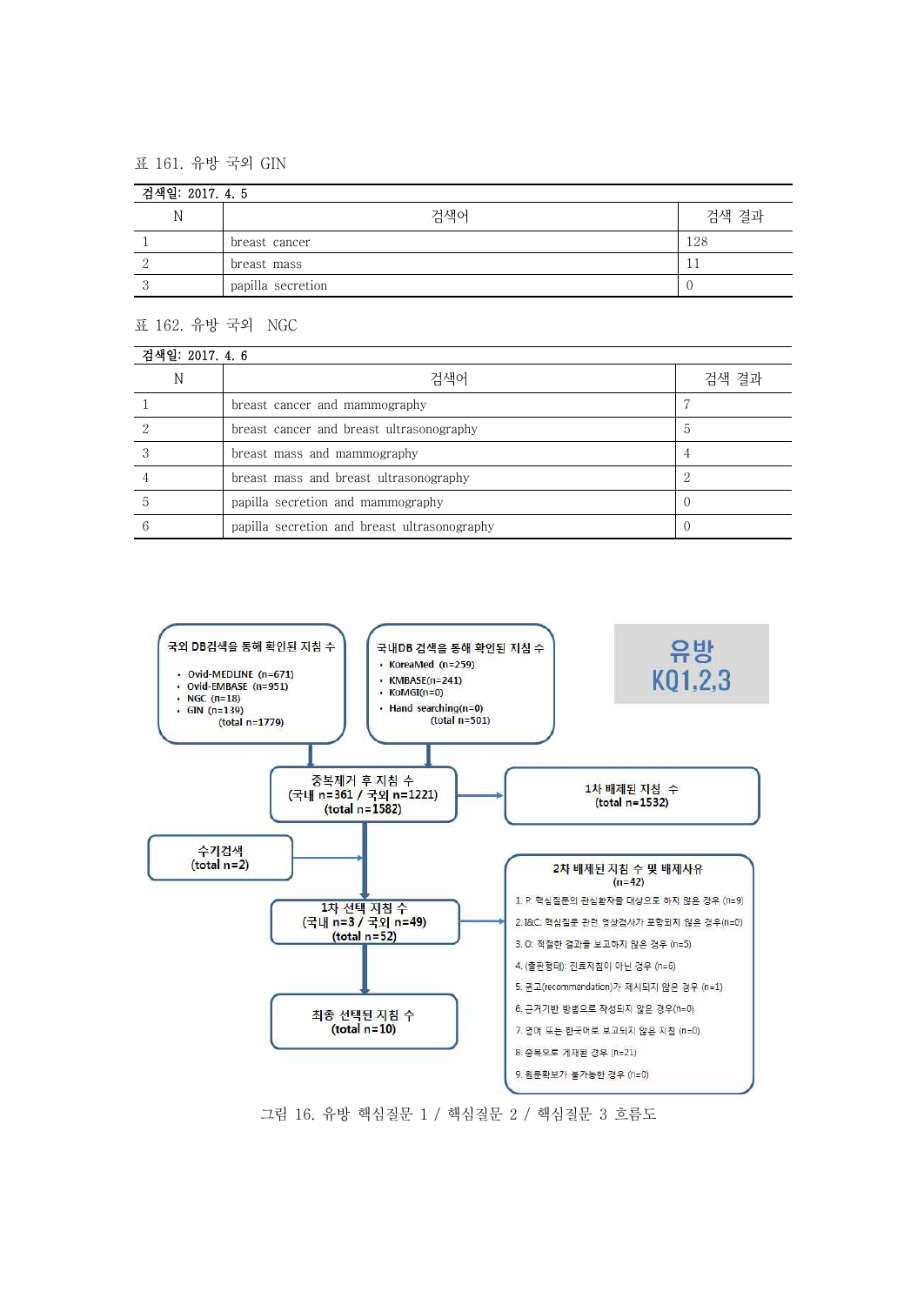표 161. 유방 국외 GIN

| 검색일: 2017. 4. 5 | | |
|---|---|---|
| N | 검색어 | 검색 결과 |
| 1 | breast cancer | 128 |
| 2 | breast mass | 11 |
| 3 | papilla secretion | 0 |

표 162. 유방 국외 NGC

| 검색일: 2017. 4. 6 | | |
|---|---|---|
| N | 검색어 | 검색 결과 |
| 1 | breast cancer and mammography | 7 |
| 2 | breast cancer and breast ultrasonography | 5 |
| 3 | breast mass and mammography | 4 |
| 4 | breast mass and breast ultrasonography | 2 |
| 5 | papilla secretion and mammography | 0 |
| 6 | papilla secretion and breast ultrasonography | 0 |

유방
KQ1,2,3

국외 DB검색을 통해 확인된 지침 수
- Ovid-MEDLINE (n=671)
- Ovid-EMBASE (n=951)
- NGC (n=18)
- GIN (n=139)

(total n=1779)

국내DB 검색을 통해 확인된 지침 수
- KoreaMed (n=259)
- KMBASE(n=241)
- KoMGI(n=0)
- Hand searching(n=0)

(total n=501)

중복제거 후 지침 수
(국내 n=361 / 국외 n=1221)
(total n=1582)

1차 배제된 지침 수
(total n=1532)

수기검색
(total n=2)

1차 선택 지침 수
(국내 n=3 / 국외 n=49)
(total n=52)

2차 배제된 지침 수 및 배제사유
(n=42)
1. P: 핵심질문의 관심환자를 대상으로 하지 않은 경우 (n=9)
2. I&C: 핵심질문 관련 영상검사가 포함되지 않은 경우(n=0)
3. O: 적절한 결과를 보고하지 않은 경우 (n=5)
4. (출판형태): 진료지침이 아닌 경우 (n=6)
5. 권고(recommendation)가 제시되지 않은 경우 (n=1)
6. 근거기반 방법으로 작성되지 않은 경우(n=0)
7. 영어 또는 한국어로 보고되지 않은 지침 (n=0)
8. 중복으로 게재된 경우 (n=21)
9. 원문확보가 불가능한 경우 (n=0)

최종 선택된 지침 수
(total n=10)

그림 16. 유방 핵심질문 1 / 핵심질문 2 / 핵심질문 3 흐름도